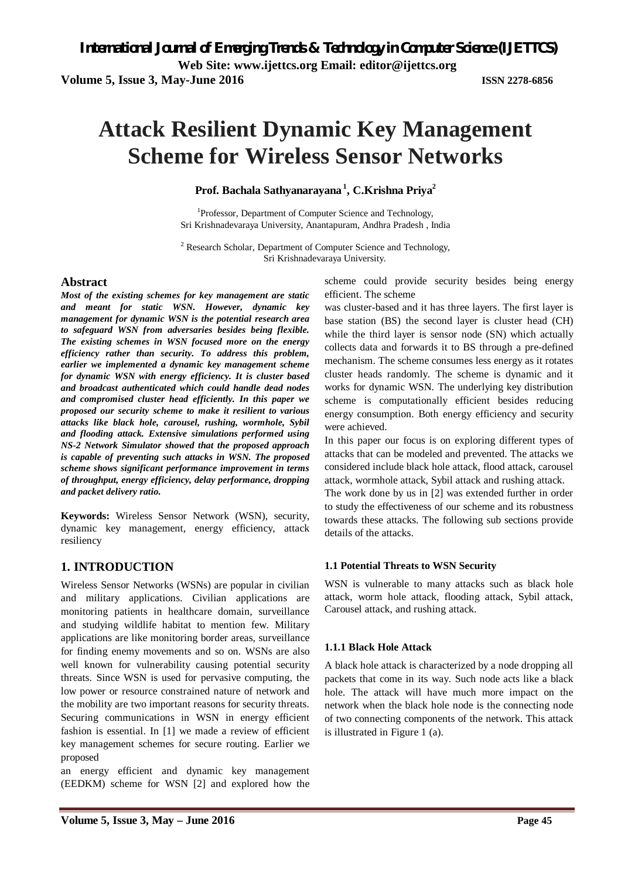# Attack Resilient Dynamic Key Management Scheme for Wireless Sensor Networks

**Prof. Bachala Sathyanarayana [1], C.Krishna Priya [2]**

[1] Professor, Department of Computer Science and Technology, Sri Krishnadevaraya University, Anantapuram, Andhra Pradesh , India

[2] Research Scholar, Department of Computer Science and Technology, Sri Krishnadevaraya University.

## Abstract

***Most of the existing schemes for key management are static and meant for static WSN. However, dynamic key management for dynamic WSN is the potential research area to safeguard WSN from adversaries besides being flexible. The existing schemes in WSN focused more on the energy efficiency rather than security. To address this problem, earlier we implemented a dynamic key management scheme for dynamic WSN with energy efficiency. It is cluster based and broadcast authenticated which could handle dead nodes and compromised cluster head efficiently. In this paper we proposed our security scheme to make it resilient to various attacks like black hole, carousel, rushing, wormhole, Sybil and flooding attack. Extensive simulations performed using NS-2 Network Simulator showed that the proposed approach is capable of preventing such attacks in WSN. The proposed scheme shows significant performance improvement in terms of throughput, energy efficiency, delay performance, dropping and packet delivery ratio.***

**Keywords:** Wireless Sensor Network (WSN), security, dynamic key management, energy efficiency, attack resiliency

## 1. INTRODUCTION

Wireless Sensor Networks (WSNs) are popular in civilian and military applications. Civilian applications are monitoring patients in healthcare domain, surveillance and studying wildlife habitat to mention few. Military applications are like monitoring border areas, surveillance for finding enemy movements and so on. WSNs are also well known for vulnerability causing potential security threats. Since WSN is used for pervasive computing, the low power or resource constrained nature of network and the mobility are two important reasons for security threats. Securing communications in WSN in energy efficient fashion is essential. In [1] we made a review of efficient key management schemes for secure routing. Earlier we proposed an energy efficient and dynamic key management (EEDKM) scheme for WSN [2] and explored how the scheme could provide security besides being energy efficient. The scheme was cluster-based and it has three layers. The first layer is base station (BS) the second layer is cluster head (CH) while the third layer is sensor node (SN) which actually collects data and forwards it to BS through a pre-defined mechanism. The scheme consumes less energy as it rotates cluster heads randomly. The scheme is dynamic and it works for dynamic WSN. The underlying key distribution scheme is computationally efficient besides reducing energy consumption. Both energy efficiency and security were achieved.

In this paper our focus is on exploring different types of attacks that can be modeled and prevented. The attacks we considered include black hole attack, flood attack, carousel attack, wormhole attack, Sybil attack and rushing attack.

The work done by us in [2] was extended further in order to study the effectiveness of our scheme and its robustness towards these attacks. The following sub sections provide details of the attacks.

### 1.1 Potential Threats to WSN Security

WSN is vulnerable to many attacks such as black hole attack, worm hole attack, flooding attack, Sybil attack, Carousel attack, and rushing attack.

#### 1.1.1 Black Hole Attack

A black hole attack is characterized by a node dropping all packets that come in its way. Such node acts like a black hole. The attack will have much more impact on the network when the black hole node is the connecting node of two connecting components of the network. This attack is illustrated in Figure 1 (a).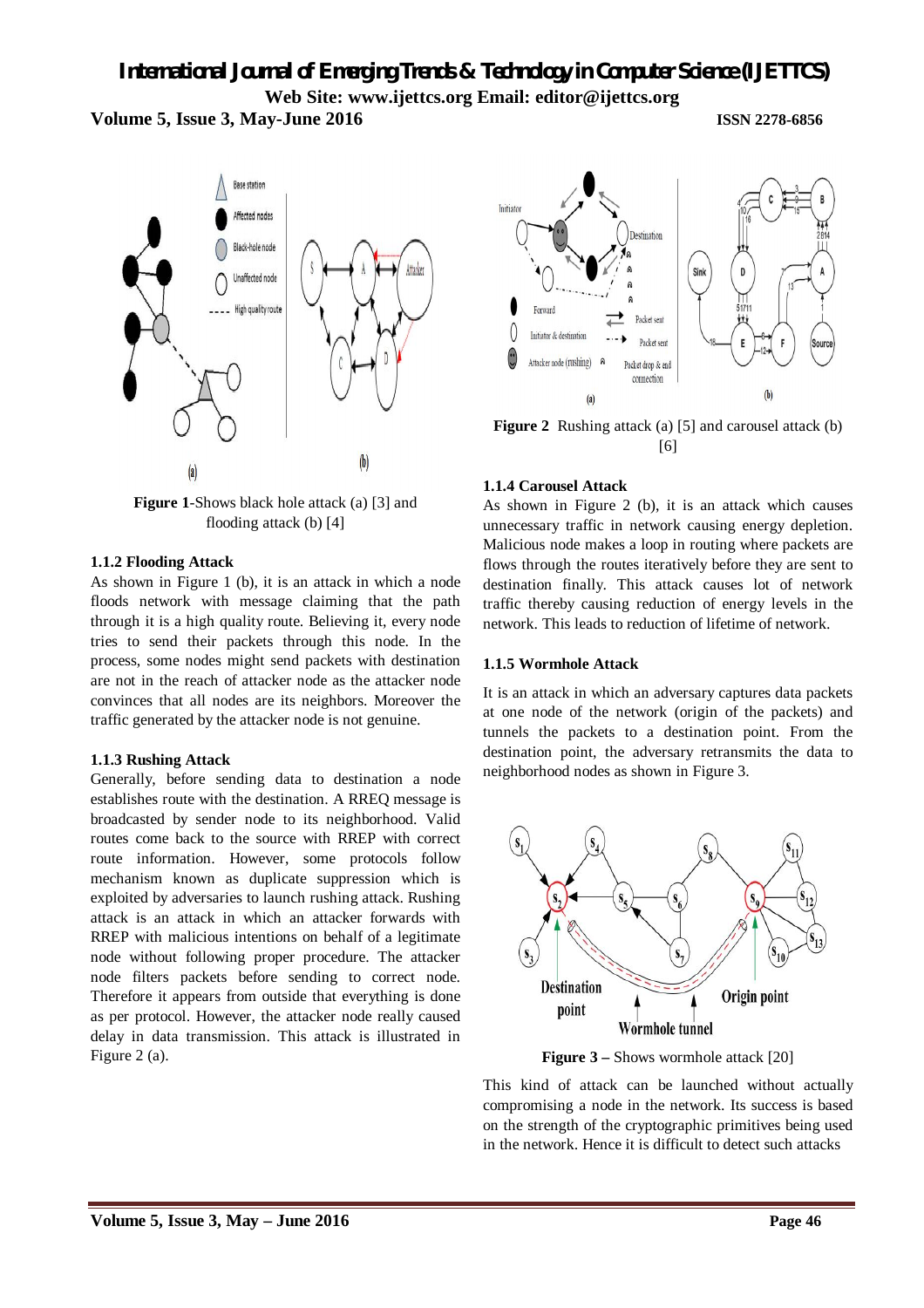**Figure 1**-Shows black hole attack (a) [3] and flooding attack (b) [4]

### 1.1.2 Flooding Attack

As shown in Figure 1 (b), it is an attack in which a node floods network with message claiming that the path through it is a high quality route. Believing it, every node tries to send their packets through this node. In the process, some nodes might send packets with destination are not in the reach of attacker node as the attacker node convinces that all nodes are its neighbors. Moreover the traffic generated by the attacker node is not genuine.

### 1.1.3 Rushing Attack

Generally, before sending data to destination a node establishes route with the destination. A RREQ message is broadcasted by sender node to its neighborhood. Valid routes come back to the source with RREP with correct route information. However, some protocols follow mechanism known as duplicate suppression which is exploited by adversaries to launch rushing attack. Rushing attack is an attack in which an attacker forwards with RREP with malicious intentions on behalf of a legitimate node without following proper procedure. The attacker node filters packets before sending to correct node. Therefore it appears from outside that everything is done as per protocol. However, the attacker node really caused delay in data transmission. This attack is illustrated in Figure 2 (a).

**Figure 2** Rushing attack (a) [5] and carousel attack (b) [6]

### 1.1.4 Carousel Attack

As shown in Figure 2 (b), it is an attack which causes unnecessary traffic in network causing energy depletion. Malicious node makes a loop in routing where packets are flows through the routes iteratively before they are sent to destination finally. This attack causes lot of network traffic thereby causing reduction of energy levels in the network. This leads to reduction of lifetime of network.

### 1.1.5 Wormhole Attack

It is an attack in which an adversary captures data packets at one node of the network (origin of the packets) and tunnels the packets to a destination point. From the destination point, the adversary retransmits the data to neighborhood nodes as shown in Figure 3.

**Figure 3 –** Shows wormhole attack [20]

This kind of attack can be launched without actually compromising a node in the network. Its success is based on the strength of the cryptographic primitives being used in the network. Hence it is difficult to detect such attacks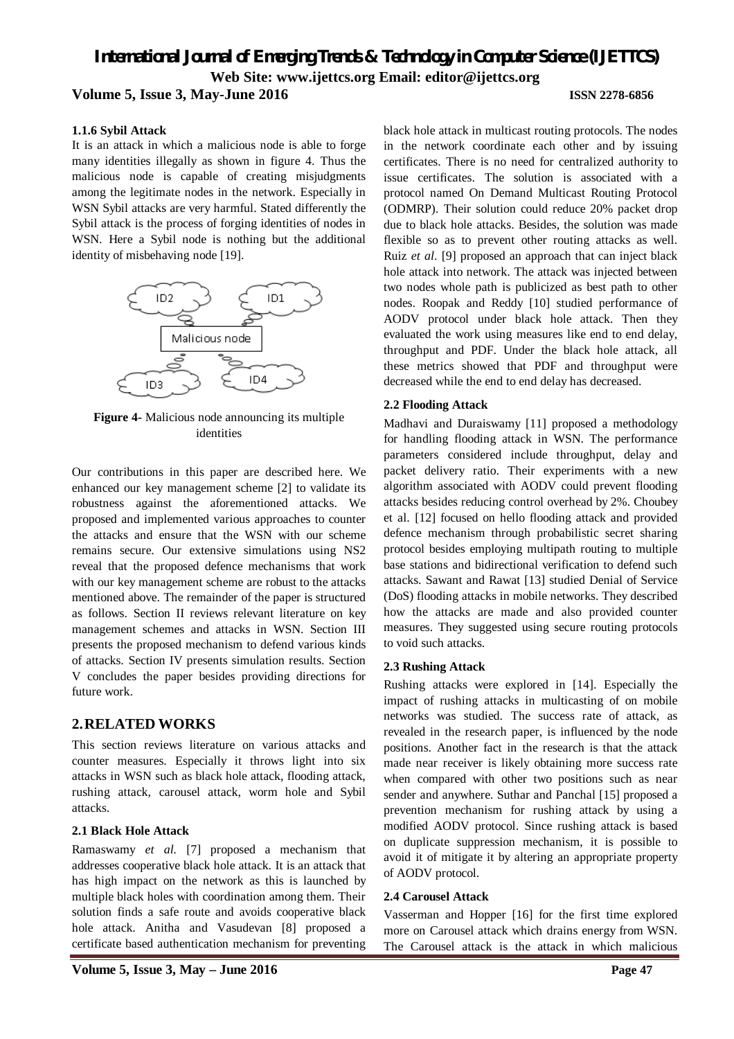### 1.1.6 Sybil Attack

It is an attack in which a malicious node is able to forge many identities illegally as shown in figure 4. Thus the malicious node is capable of creating misjudgments among the legitimate nodes in the network. Especially in WSN Sybil attacks are very harmful. Stated differently the Sybil attack is the process of forging identities of nodes in WSN. Here a Sybil node is nothing but the additional identity of misbehaving node [19].

**Figure 4-** Malicious node announcing its multiple identities

Our contributions in this paper are described here. We enhanced our key management scheme [2] to validate its robustness against the aforementioned attacks. We proposed and implemented various approaches to counter the attacks and ensure that the WSN with our scheme remains secure. Our extensive simulations using NS2 reveal that the proposed defence mechanisms that work with our key management scheme are robust to the attacks mentioned above. The remainder of the paper is structured as follows. Section II reviews relevant literature on key management schemes and attacks in WSN. Section III presents the proposed mechanism to defend various kinds of attacks. Section IV presents simulation results. Section V concludes the paper besides providing directions for future work.

## 2. RELATED WORKS

This section reviews literature on various attacks and counter measures. Especially it throws light into six attacks in WSN such as black hole attack, flooding attack, rushing attack, carousel attack, worm hole and Sybil attacks.

### 2.1 Black Hole Attack

Ramaswamy *et al.* [7] proposed a mechanism that addresses cooperative black hole attack. It is an attack that has high impact on the network as this is launched by multiple black holes with coordination among them. Their solution finds a safe route and avoids cooperative black hole attack. Anitha and Vasudevan [8] proposed a certificate based authentication mechanism for preventing black hole attack in multicast routing protocols. The nodes in the network coordinate each other and by issuing certificates. There is no need for centralized authority to issue certificates. The solution is associated with a protocol named On Demand Multicast Routing Protocol (ODMRP). Their solution could reduce 20% packet drop due to black hole attacks. Besides, the solution was made flexible so as to prevent other routing attacks as well. Ruiz *et al*. [9] proposed an approach that can inject black hole attack into network. The attack was injected between two nodes whole path is publicized as best path to other nodes. Roopak and Reddy [10] studied performance of AODV protocol under black hole attack. Then they evaluated the work using measures like end to end delay, throughput and PDF. Under the black hole attack, all these metrics showed that PDF and throughput were decreased while the end to end delay has decreased.

### 2.2 Flooding Attack

Madhavi and Duraiswamy [11] proposed a methodology for handling flooding attack in WSN. The performance parameters considered include throughput, delay and packet delivery ratio. Their experiments with a new algorithm associated with AODV could prevent flooding attacks besides reducing control overhead by 2%. Choubey et al. [12] focused on hello flooding attack and provided defence mechanism through probabilistic secret sharing protocol besides employing multipath routing to multiple base stations and bidirectional verification to defend such attacks. Sawant and Rawat [13] studied Denial of Service (DoS) flooding attacks in mobile networks. They described how the attacks are made and also provided counter measures. They suggested using secure routing protocols to void such attacks.

### 2.3 Rushing Attack

Rushing attacks were explored in [14]. Especially the impact of rushing attacks in multicasting of on mobile networks was studied. The success rate of attack, as revealed in the research paper, is influenced by the node positions. Another fact in the research is that the attack made near receiver is likely obtaining more success rate when compared with other two positions such as near sender and anywhere. Suthar and Panchal [15] proposed a prevention mechanism for rushing attack by using a modified AODV protocol. Since rushing attack is based on duplicate suppression mechanism, it is possible to avoid it of mitigate it by altering an appropriate property of AODV protocol.

### 2.4 Carousel Attack

Vasserman and Hopper [16] for the first time explored more on Carousel attack which drains energy from WSN. The Carousel attack is the attack in which malicious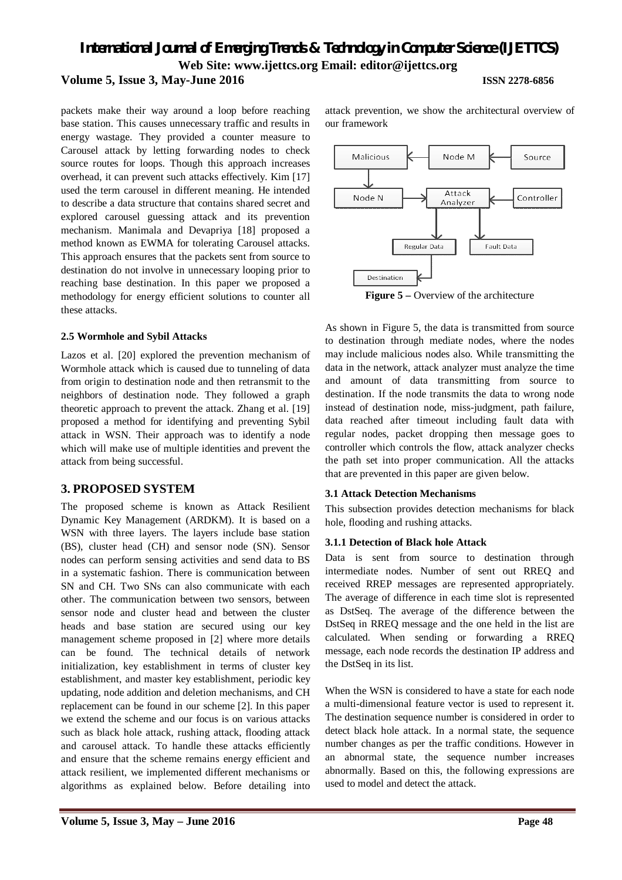packets make their way around a loop before reaching base station. This causes unnecessary traffic and results in energy wastage. They provided a counter measure to Carousel attack by letting forwarding nodes to check source routes for loops. Though this approach increases overhead, it can prevent such attacks effectively. Kim [17] used the term carousel in different meaning. He intended to describe a data structure that contains shared secret and explored carousel guessing attack and its prevention mechanism. Manimala and Devapriya [18] proposed a method known as EWMA for tolerating Carousel attacks. This approach ensures that the packets sent from source to destination do not involve in unnecessary looping prior to reaching base destination. In this paper we proposed a methodology for energy efficient solutions to counter all these attacks.

### 2.5 Wormhole and Sybil Attacks

Lazos et al. [20] explored the prevention mechanism of Wormhole attack which is caused due to tunneling of data from origin to destination node and then retransmit to the neighbors of destination node. They followed a graph theoretic approach to prevent the attack. Zhang et al. [19] proposed a method for identifying and preventing Sybil attack in WSN. Their approach was to identify a node which will make use of multiple identities and prevent the attack from being successful.

## 3. PROPOSED SYSTEM

The proposed scheme is known as Attack Resilient Dynamic Key Management (ARDKM). It is based on a WSN with three layers. The layers include base station (BS), cluster head (CH) and sensor node (SN). Sensor nodes can perform sensing activities and send data to BS in a systematic fashion. There is communication between SN and CH. Two SNs can also communicate with each other. The communication between two sensors, between sensor node and cluster head and between the cluster heads and base station are secured using our key management scheme proposed in [2] where more details can be found. The technical details of network initialization, key establishment in terms of cluster key establishment, and master key establishment, periodic key updating, node addition and deletion mechanisms, and CH replacement can be found in our scheme [2]. In this paper we extend the scheme and our focus is on various attacks such as black hole attack, rushing attack, flooding attack and carousel attack. To handle these attacks efficiently and ensure that the scheme remains energy efficient and attack resilient, we implemented different mechanisms or algorithms as explained below. Before detailing into attack prevention, we show the architectural overview of our framework

**Figure 5 –** Overview of the architecture

As shown in Figure 5, the data is transmitted from source to destination through mediate nodes, where the nodes may include malicious nodes also. While transmitting the data in the network, attack analyzer must analyze the time and amount of data transmitting from source to destination. If the node transmits the data to wrong node instead of destination node, miss-judgment, path failure, data reached after timeout including fault data with regular nodes, packet dropping then message goes to controller which controls the flow, attack analyzer checks the path set into proper communication. All the attacks that are prevented in this paper are given below.

### 3.1 Attack Detection Mechanisms

This subsection provides detection mechanisms for black hole, flooding and rushing attacks.

#### 3.1.1 Detection of Black hole Attack

Data is sent from source to destination through intermediate nodes. Number of sent out RREQ and received RREP messages are represented appropriately. The average of difference in each time slot is represented as DstSeq. The average of the difference between the DstSeq in RREQ message and the one held in the list are calculated. When sending or forwarding a RREQ message, each node records the destination IP address and the DstSeq in its list.

When the WSN is considered to have a state for each node a multi-dimensional feature vector is used to represent it. The destination sequence number is considered in order to detect black hole attack. In a normal state, the sequence number changes as per the traffic conditions. However in an abnormal state, the sequence number increases abnormally. Based on this, the following expressions are used to model and detect the attack.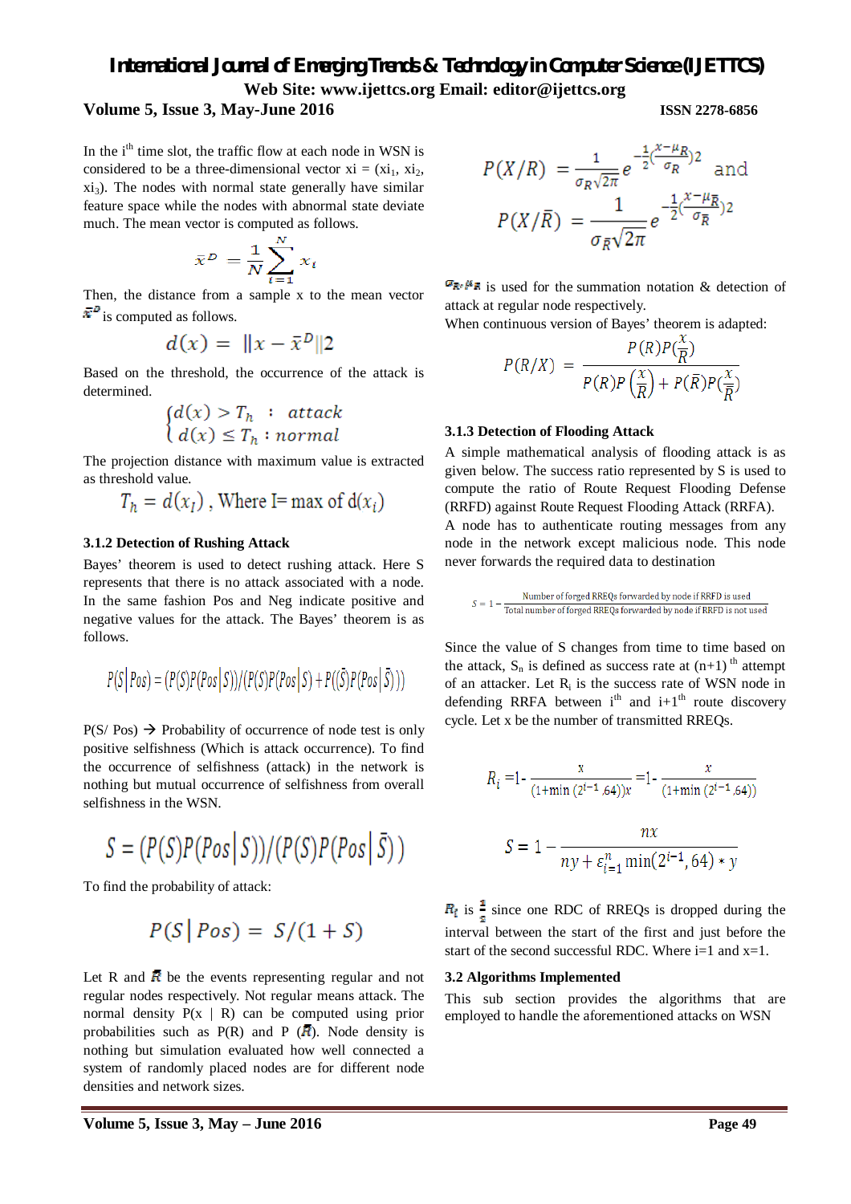In the $i^{th}$ time slot, the traffic flow at each node in WSN is considered to be a three-dimensional vector $xi = (xi_1, xi_2, xi_3)$. The nodes with normal state generally have similar feature space while the nodes with abnormal state deviate much. The mean vector is computed as follows.

$$\bar{x}^D = \frac{1}{N}\sum_{i=1}^{N} x_i$$

Then, the distance from a sample x to the mean vector $\bar{x}^D$ is computed as follows.

$$d(x) = \|x - \bar{x}^D\|2$$

Based on the threshold, the occurrence of the attack is determined.

$$\begin{cases} d(x) > T_h & : attack \\ d(x) \le T_h & : normal \end{cases}$$

The projection distance with maximum value is extracted as threshold value.

$$T_h = d(x_I) \text{, Where I= max of } d(x_i)$$

### 3.1.2 Detection of Rushing Attack

Bayes' theorem is used to detect rushing attack. Here S represents that there is no attack associated with a node. In the same fashion Pos and Neg indicate positive and negative values for the attack. The Bayes' theorem is as follows.

$$P(S|Pos) = (P(S)P(Pos|S))/(P(S)P(Pos|S) + P((\bar{S})P(Pos|\bar{S})))$$

P(S/ Pos) → Probability of occurrence of node test is only positive selfishness (Which is attack occurrence). To find the occurrence of selfishness (attack) in the network is nothing but mutual occurrence of selfishness from overall selfishness in the WSN.

$$S = (P(S)P(Pos|S))/(P(S)P(Pos|\bar{S}))$$

To find the probability of attack:

$$P(S|Pos) = S/(1+S)$$

Let R and $\bar{R}$ be the events representing regular and not regular nodes respectively. Not regular means attack. The normal density P(x | R) can be computed using prior probabilities such as P(R) and P ($\bar{R}$). Node density is nothing but simulation evaluated how well connected a system of randomly placed nodes are for different node densities and network sizes.

$$P(X/R) = \frac{1}{\sigma_R\sqrt{2\pi}} e^{-\frac{1}{2}\left(\frac{x-\mu_R}{\sigma_R}\right)2} \text{ and}$$

$$P(X/\bar{R}) = \frac{1}{\sigma_{\bar{R}}\sqrt{2\pi}} e^{-\frac{1}{2}\left(\frac{x-\mu_{\bar{R}}}{\sigma_{\bar{R}}}\right)2}$$

$\sigma_{\bar{R}}, \mu_{\bar{R}}$ is used for the summation notation & detection of attack at regular node respectively.

When continuous version of Bayes' theorem is adapted:

$$P(R/X) = \frac{P(R)P\left(\frac{x}{R}\right)}{P(R)P\left(\frac{x}{R}\right) + P(\bar{R})P\left(\frac{x}{\bar{R}}\right)}$$

### 3.1.3 Detection of Flooding Attack

A simple mathematical analysis of flooding attack is as given below. The success ratio represented by S is used to compute the ratio of Route Request Flooding Defense (RRFD) against Route Request Flooding Attack (RRFA). A node has to authenticate routing messages from any node in the network except malicious node. This node never forwards the required data to destination

$$S = 1 - \frac{\text{Number of forged RREQs forwarded by node if RRFD is used}}{\text{Total number of forged RREQs forwarded by node if RRFD is not used}}$$

Since the value of S changes from time to time based on the attack, $S_n$ is defined as success rate at $(n+1)^{th}$ attempt of an attacker. Let $R_i$ is the success rate of WSN node in defending RRFA between $i^{th}$ and $i+1^{th}$ route discovery cycle. Let x be the number of transmitted RREQs.

$$R_i = 1 - \frac{x}{(1+\min(2^{i-1}, 64))x} = 1 - \frac{x}{(1+\min(2^{i-1}, 64))}$$

$$S = 1 - \frac{nx}{ny + \varepsilon_{i=1}^{n} \min(2^{i-1}, 64) * y}$$

$R_i$ is $\frac{1}{2}$ since one RDC of RREQs is dropped during the interval between the start of the first and just before the start of the second successful RDC. Where i=1 and x=1.

### 3.2 Algorithms Implemented

This sub section provides the algorithms that are employed to handle the aforementioned attacks on WSN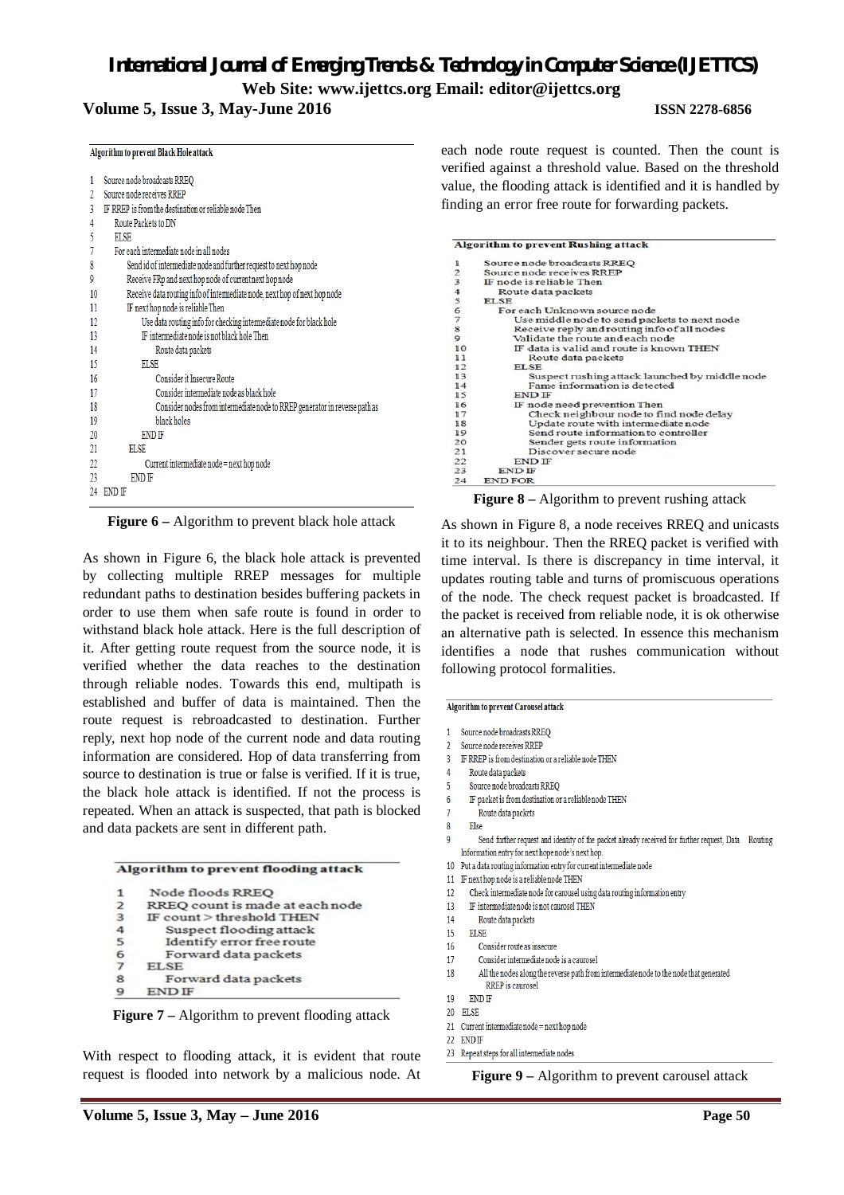```
Algorithm to prevent Black Hole attack

1   Source node broadcasts RREQ
2   Source node receives RREP
3   IF RREP is from the destination or reliable node Then
4       Route Packets to DN
5       ELSE
7       For each intermediate node in all nodes
8           Send id of intermediate node and further request to next hop node
9           Receive FRp and next hop node of current next hop node
10          Receive data routing info of intermediate node, next hop of next hop node
11          IF next hop node is reliable Then
12              Use data routing info for checking intermediate node for black hole
13              IF intermediate node is not black hole Then
14                  Route data packets
15              ELSE
16                  Consider it Insecure Route
17                  Consider intermediate node as black hole
18                  Consider nodes from intermediate node to RREP generator in reverse path as
19                  black holes
20              END IF
21          ELSE
22              Current intermediate node = next hop node
23          END IF
24  END IF
```

**Figure 6 –** Algorithm to prevent black hole attack

As shown in Figure 6, the black hole attack is prevented by collecting multiple RREP messages for multiple redundant paths to destination besides buffering packets in order to use them when safe route is found in order to withstand black hole attack. Here is the full description of it. After getting route request from the source node, it is verified whether the data reaches to the destination through reliable nodes. Towards this end, multipath is established and buffer of data is maintained. Then the route request is rebroadcasted to destination. Further reply, next hop node of the current node and data routing information are considered. Hop of data transferring from source to destination is true or false is verified. If it is true, the black hole attack is identified. If not the process is repeated. When an attack is suspected, that path is blocked and data packets are sent in different path.

```
Algorithm to prevent flooding attack

1   Node floods RREQ
2   RREQ count is made at each node
3   IF count > threshold THEN
4       Suspect flooding attack
5       Identify error free route
6       Forward data packets
7   ELSE
8       Forward data packets
9   END IF
```

**Figure 7 –** Algorithm to prevent flooding attack

With respect to flooding attack, it is evident that route request is flooded into network by a malicious node. At each node route request is counted. Then the count is verified against a threshold value. Based on the threshold value, the flooding attack is identified and it is handled by finding an error free route for forwarding packets.

```
Algorithm to prevent Rushing attack

1   Source node broadcasts RREQ
2   Source node receives RREP
3   IF node is reliable Then
4       Route data packets
5   ELSE
6       For each Unknown source node
7           Use middle node to send packets to next node
8           Receive reply and routing info of all nodes
9           Validate the route and each node
10          IF data is valid and route is known THEN
11              Route data packets
12          ELSE
13              Suspect rushing attack launched by middle node
14              Fame information is detected
15          END IF
16          IF node need prevention Then
17              Check neighbour node to find node delay
18              Update route with intermediate node
19              Send route information to controller
20              Sender gets route information
21              Discover secure node
22          END IF
23      END IF
24  END FOR
```

**Figure 8 –** Algorithm to prevent rushing attack

As shown in Figure 8, a node receives RREQ and unicasts it to its neighbour. Then the RREQ packet is verified with time interval. Is there is discrepancy in time interval, it updates routing table and turns of promiscuous operations of the node. The check request packet is broadcasted. If the packet is received from reliable node, it is ok otherwise an alternative path is selected. In essence this mechanism identifies a node that rushes communication without following protocol formalities.

```
Algorithm to prevent Carousel attack

1   Source node broadcasts RREQ
2   Source node receives RREP
3   IF RREP is from destination or a reliable node THEN
4       Route data packets
5       Source node broadcasts RREQ
6       IF packet is from destination or a reliable node THEN
7           Route data packets
8       Else
9           Send further request and identity of the packet already received for further request, Data Routing
            Information entry for next hope node's next hop.
10  Put a data routing information entry for current intermediate node
11  IF next hop node is a reliable node THEN
12      Check intermediate node for carousel using data routing information entry
13      IF intermediate node is not caurosel THEN
14          Route data packets
15      ELSE
16          Consider route as insecure
17          Consider intermediate node is a caurosel
18          All the nodes along the reverse path from intermediate node to the node that generated
            RREP is caurosel
19      END IF
20  ELSE
21  Current intermediate node = next hop node
22  END IF
23  Repeat steps for all intermediate nodes
```

**Figure 9 –** Algorithm to prevent carousel attack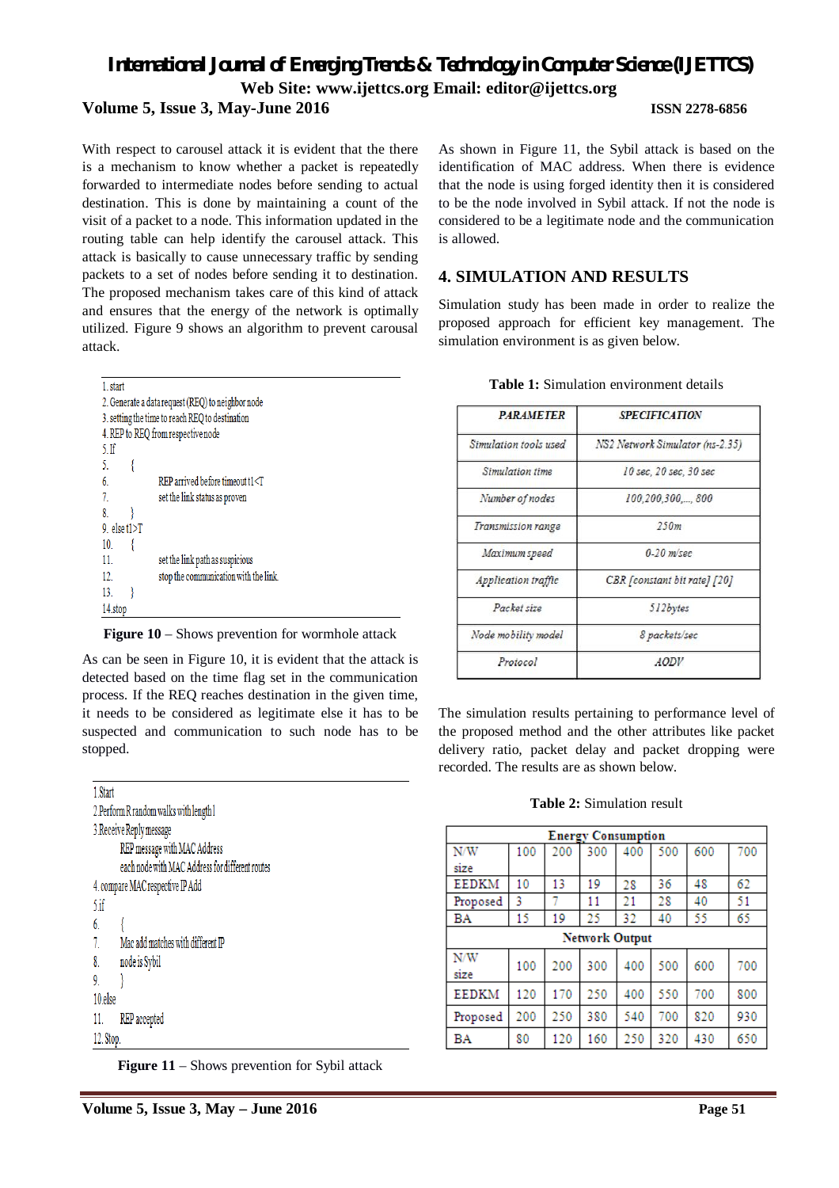With respect to carousel attack it is evident that the there is a mechanism to know whether a packet is repeatedly forwarded to intermediate nodes before sending to actual destination. This is done by maintaining a count of the visit of a packet to a node. This information updated in the routing table can help identify the carousel attack. This attack is basically to cause unnecessary traffic by sending packets to a set of nodes before sending it to destination. The proposed mechanism takes care of this kind of attack and ensures that the energy of the network is optimally utilized. Figure 9 shows an algorithm to prevent carousal attack.

```
1. start
2. Generate a data request (REQ) to neighbor node
3. setting the time to reach REQ to destination
4. REP to REQ from respective node
5. If
5.      {
6.              REP arrived before timeout t1<T
7.              set the link status as proven
8.      }
9. else t1>T
10.     {
11.             set the link path as suspicious
12.             stop the communication with the link.
13.     }
14. stop
```

**Figure 10** – Shows prevention for wormhole attack

As can be seen in Figure 10, it is evident that the attack is detected based on the time flag set in the communication process. If the REQ reaches destination in the given time, it needs to be considered as legitimate else it has to be suspected and communication to such node has to be stopped.

```
1.Start
2.Perform R random walks with length l
3.Receive Reply message
        REP message with MAC Address
        each node with MAC Address for different routes
4. compare MAC respective IP Add
5.if
6.      {
7.      Mac add matches with different IP
8.      node is Sybil
9.      }
10.else
11.     REP accepted
12. Stop.
```

**Figure 11** – Shows prevention for Sybil attack

As shown in Figure 11, the Sybil attack is based on the identification of MAC address. When there is evidence that the node is using forged identity then it is considered to be the node involved in Sybil attack. If not the node is considered to be a legitimate node and the communication is allowed.

## 4. SIMULATION AND RESULTS

Simulation study has been made in order to realize the proposed approach for efficient key management. The simulation environment is as given below.

**Table 1:** Simulation environment details

| PARAMETER | SPECIFICATION |
|---|---|
| Simulation tools used | NS2 Network Simulator (ns-2.35) |
| Simulation time | 10 sec, 20 sec, 30 sec |
| Number of nodes | 100,200,300,..., 800 |
| Transmission range | 250m |
| Maximum speed | 0-20 m/sec |
| Application traffic | CBR [constant bit rate] [20] |
| Packet size | 512bytes |
| Node mobility model | 8 packets/sec |
| Protocol | AODV |

The simulation results pertaining to performance level of the proposed method and the other attributes like packet delivery ratio, packet delay and packet dropping were recorded. The results are as shown below.

**Table 2:** Simulation result

| Energy Consumption | | | | | | | |
|---|---|---|---|---|---|---|---|
| N/W size | 100 | 200 | 300 | 400 | 500 | 600 | 700 |
| EEDKM | 10 | 13 | 19 | 28 | 36 | 48 | 62 |
| Proposed | 3 | 7 | 11 | 21 | 28 | 40 | 51 |
| BA | 15 | 19 | 25 | 32 | 40 | 55 | 65 |
| **Network Output** | | | | | | | |
| N/W size | 100 | 200 | 300 | 400 | 500 | 600 | 700 |
| EEDKM | 120 | 170 | 250 | 400 | 550 | 700 | 800 |
| Proposed | 200 | 250 | 380 | 540 | 700 | 820 | 930 |
| BA | 80 | 120 | 160 | 250 | 320 | 430 | 650 |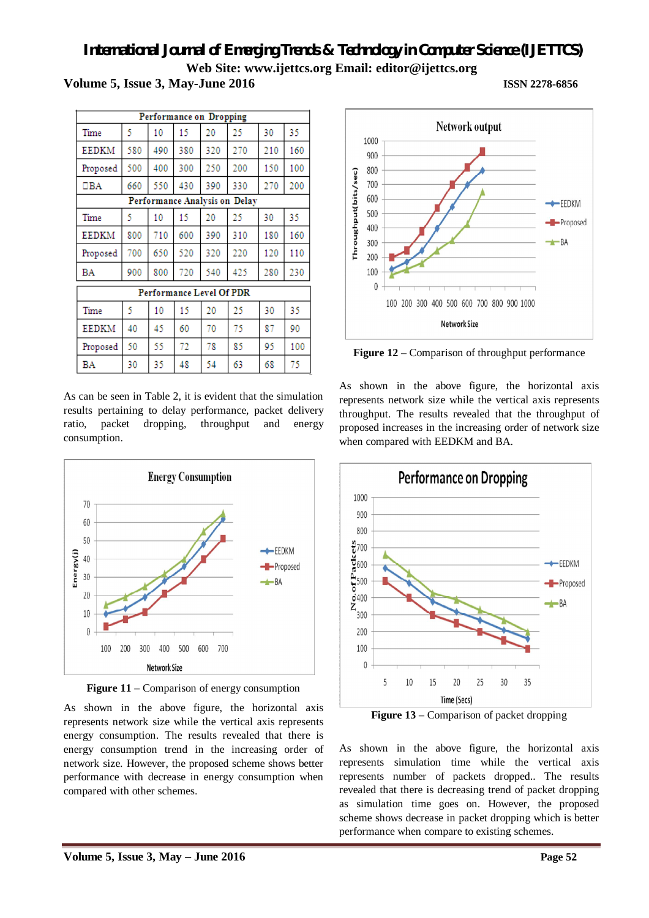| Performance on Dropping | | | | | | | |
|---|---|---|---|---|---|---|---|
| Time | 5 | 10 | 15 | 20 | 25 | 30 | 35 |
| EEDKM | 580 | 490 | 380 | 320 | 270 | 210 | 160 |
| Proposed | 500 | 400 | 300 | 250 | 200 | 150 | 100 |
| BA | 660 | 550 | 430 | 390 | 330 | 270 | 200 |
| **Performance Analysis on Delay** | | | | | | | |
| Time | 5 | 10 | 15 | 20 | 25 | 30 | 35 |
| EEDKM | 800 | 710 | 600 | 390 | 310 | 180 | 160 |
| Proposed | 700 | 650 | 520 | 320 | 220 | 120 | 110 |
| BA | 900 | 800 | 720 | 540 | 425 | 280 | 230 |

| Performance Level Of PDR | | | | | | | |
|---|---|---|---|---|---|---|---|
| Time | 5 | 10 | 15 | 20 | 25 | 30 | 35 |
| EEDKM | 40 | 45 | 60 | 70 | 75 | 87 | 90 |
| Proposed | 50 | 55 | 72 | 78 | 85 | 95 | 100 |
| BA | 30 | 35 | 48 | 54 | 63 | 68 | 75 |

As can be seen in Table 2, it is evident that the simulation results pertaining to delay performance, packet delivery ratio, packet dropping, throughput and energy consumption.

**Figure 11** – Comparison of energy consumption

As shown in the above figure, the horizontal axis represents network size while the vertical axis represents energy consumption. The results revealed that there is energy consumption trend in the increasing order of network size. However, the proposed scheme shows better performance with decrease in energy consumption when compared with other schemes.

**Figure 12** – Comparison of throughput performance

As shown in the above figure, the horizontal axis represents network size while the vertical axis represents throughput. The results revealed that the throughput of proposed increases in the increasing order of network size when compared with EEDKM and BA.

**Figure 13** – Comparison of packet dropping

As shown in the above figure, the horizontal axis represents simulation time while the vertical axis represents number of packets dropped.. The results revealed that there is decreasing trend of packet dropping as simulation time goes on. However, the proposed scheme shows decrease in packet dropping which is better performance when compare to existing schemes.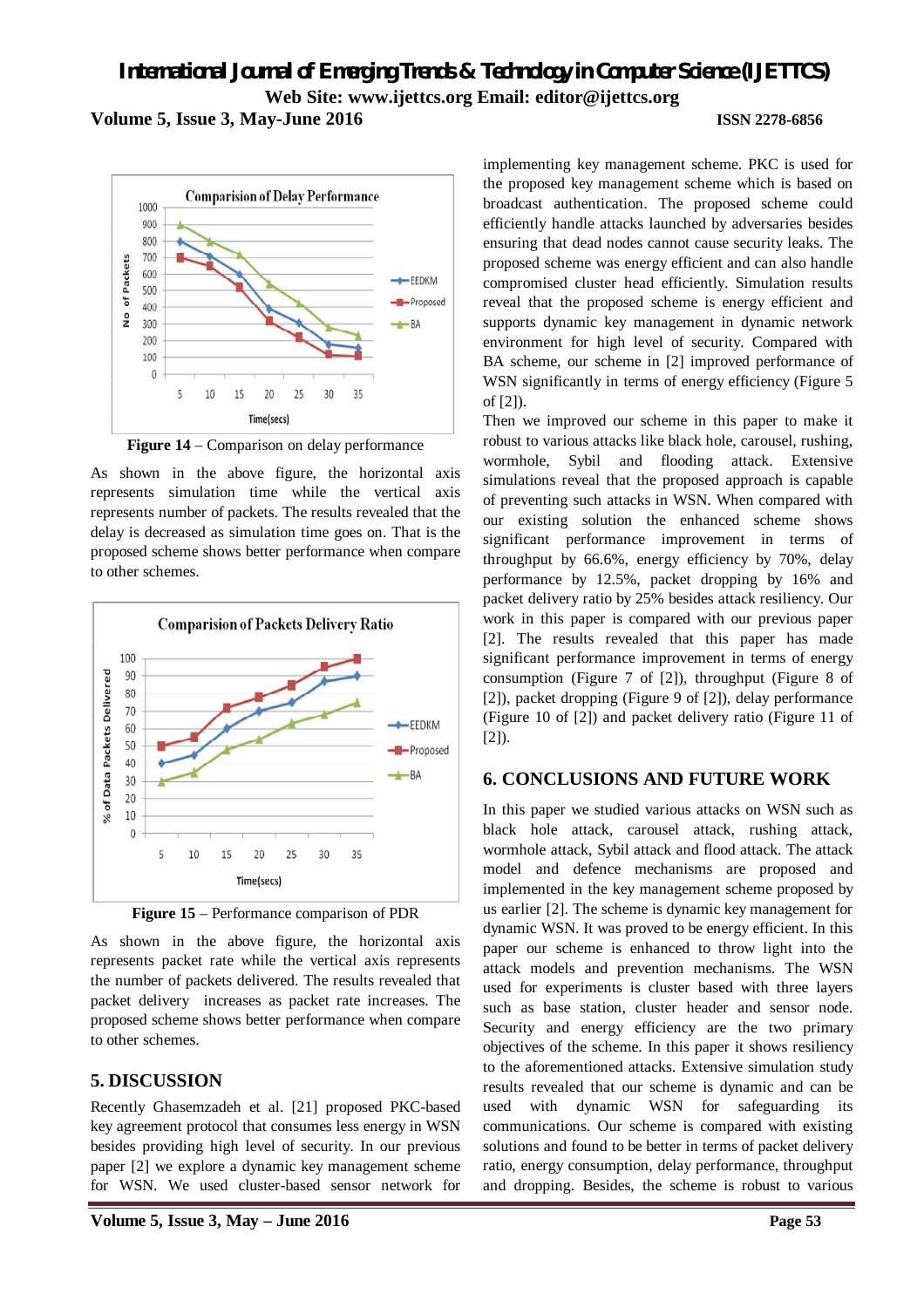**Figure 14** – Comparison on delay performance

As shown in the above figure, the horizontal axis represents simulation time while the vertical axis represents number of packets. The results revealed that the delay is decreased as simulation time goes on. That is the proposed scheme shows better performance when compare to other schemes.

**Figure 15** – Performance comparison of PDR

As shown in the above figure, the horizontal axis represents packet rate while the vertical axis represents the number of packets delivered. The results revealed that packet delivery increases as packet rate increases. The proposed scheme shows better performance when compare to other schemes.

## 5. DISCUSSION

Recently Ghasemzadeh et al. [21] proposed PKC-based key agreement protocol that consumes less energy in WSN besides providing high level of security. In our previous paper [2] we explore a dynamic key management scheme for WSN. We used cluster-based sensor network for implementing key management scheme. PKC is used for the proposed key management scheme which is based on broadcast authentication. The proposed scheme could efficiently handle attacks launched by adversaries besides ensuring that dead nodes cannot cause security leaks. The proposed scheme was energy efficient and can also handle compromised cluster head efficiently. Simulation results reveal that the proposed scheme is energy efficient and supports dynamic key management in dynamic network environment for high level of security. Compared with BA scheme, our scheme in [2] improved performance of WSN significantly in terms of energy efficiency (Figure 5 of [2]).

Then we improved our scheme in this paper to make it robust to various attacks like black hole, carousel, rushing, wormhole, Sybil and flooding attack. Extensive simulations reveal that the proposed approach is capable of preventing such attacks in WSN. When compared with our existing solution the enhanced scheme shows significant performance improvement in terms of throughput by 66.6%, energy efficiency by 70%, delay performance by 12.5%, packet dropping by 16% and packet delivery ratio by 25% besides attack resiliency. Our work in this paper is compared with our previous paper [2]. The results revealed that this paper has made significant performance improvement in terms of energy consumption (Figure 7 of [2]), throughput (Figure 8 of [2]), packet dropping (Figure 9 of [2]), delay performance (Figure 10 of [2]) and packet delivery ratio (Figure 11 of [2]).

## 6. CONCLUSIONS AND FUTURE WORK

In this paper we studied various attacks on WSN such as black hole attack, carousel attack, rushing attack, wormhole attack, Sybil attack and flood attack. The attack model and defence mechanisms are proposed and implemented in the key management scheme proposed by us earlier [2]. The scheme is dynamic key management for dynamic WSN. It was proved to be energy efficient. In this paper our scheme is enhanced to throw light into the attack models and prevention mechanisms. The WSN used for experiments is cluster based with three layers such as base station, cluster header and sensor node. Security and energy efficiency are the two primary objectives of the scheme. In this paper it shows resiliency to the aforementioned attacks. Extensive simulation study results revealed that our scheme is dynamic and can be used with dynamic WSN for safeguarding its communications. Our scheme is compared with existing solutions and found to be better in terms of packet delivery ratio, energy consumption, delay performance, throughput and dropping. Besides, the scheme is robust to various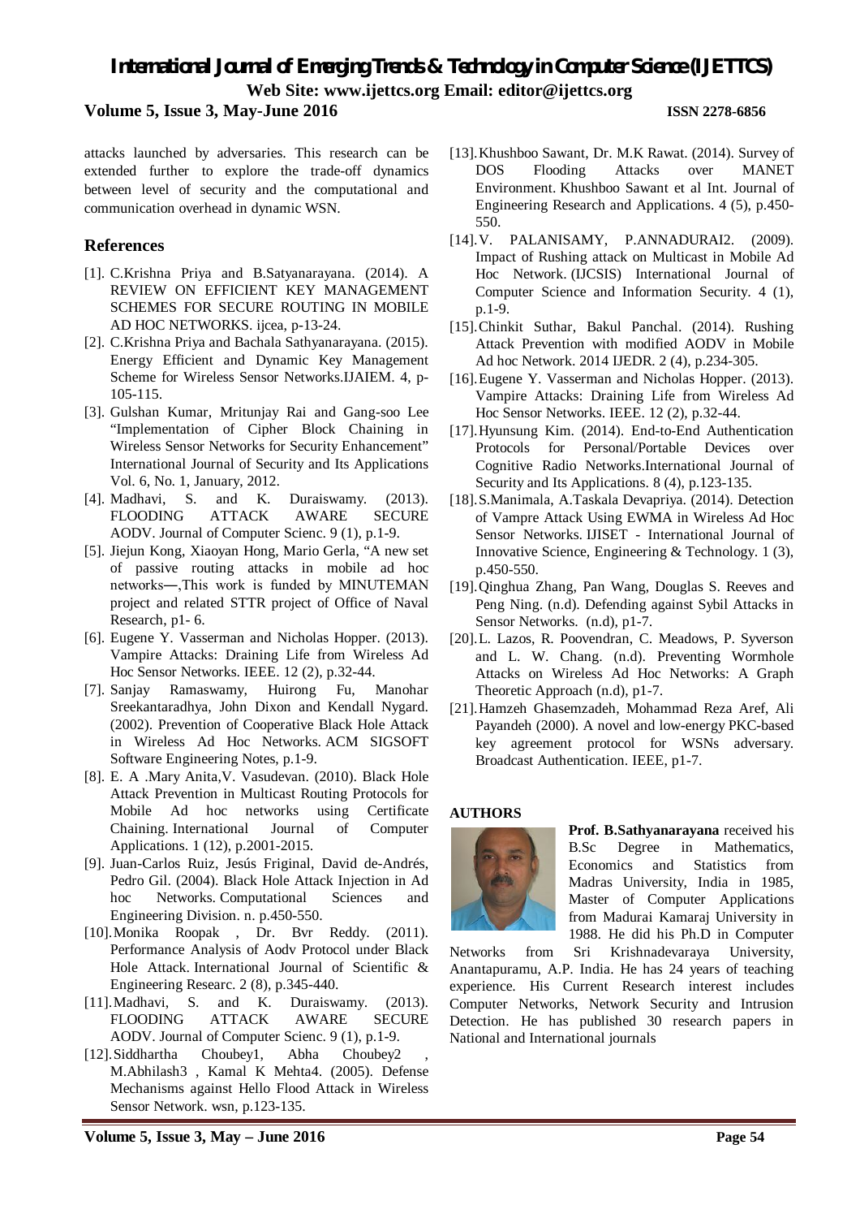attacks launched by adversaries. This research can be extended further to explore the trade-off dynamics between level of security and the computational and communication overhead in dynamic WSN.

## References

[1]. C.Krishna Priya and B.Satyanarayana. (2014). A REVIEW ON EFFICIENT KEY MANAGEMENT SCHEMES FOR SECURE ROUTING IN MOBILE AD HOC NETWORKS. ijcea, p-13-24.

[2]. C.Krishna Priya and Bachala Sathyanarayana. (2015). Energy Efficient and Dynamic Key Management Scheme for Wireless Sensor Networks.IJAIEM. 4, p-105-115.

[3]. Gulshan Kumar, Mritunjay Rai and Gang-soo Lee "Implementation of Cipher Block Chaining in Wireless Sensor Networks for Security Enhancement" International Journal of Security and Its Applications Vol. 6, No. 1, January, 2012.

[4]. Madhavi, S. and K. Duraiswamy. (2013). FLOODING ATTACK AWARE SECURE AODV. Journal of Computer Scienc. 9 (1), p.1-9.

[5]. Jiejun Kong, Xiaoyan Hong, Mario Gerla, "A new set of passive routing attacks in mobile ad hoc networks―,This work is funded by MINUTEMAN project and related STTR project of Office of Naval Research, p1- 6.

[6]. Eugene Y. Vasserman and Nicholas Hopper. (2013). Vampire Attacks: Draining Life from Wireless Ad Hoc Sensor Networks. IEEE. 12 (2), p.32-44.

[7]. Sanjay Ramaswamy, Huirong Fu, Manohar Sreekantaradhya, John Dixon and Kendall Nygard. (2002). Prevention of Cooperative Black Hole Attack in Wireless Ad Hoc Networks. ACM SIGSOFT Software Engineering Notes, p.1-9.

[8]. E. A .Mary Anita,V. Vasudevan. (2010). Black Hole Attack Prevention in Multicast Routing Protocols for Mobile Ad hoc networks using Certificate Chaining. International Journal of Computer Applications. 1 (12), p.2001-2015.

[9]. Juan-Carlos Ruiz, Jesús Friginal, David de-Andrés, Pedro Gil. (2004). Black Hole Attack Injection in Ad hoc Networks. Computational Sciences and Engineering Division. n. p.450-550.

[10]. Monika Roopak , Dr. Bvr Reddy. (2011). Performance Analysis of Aodv Protocol under Black Hole Attack. International Journal of Scientific & Engineering Researc. 2 (8), p.345-440.

[11]. Madhavi, S. and K. Duraiswamy. (2013). FLOODING ATTACK AWARE SECURE AODV. Journal of Computer Scienc. 9 (1), p.1-9.

[12]. Siddhartha Choubey1, Abha Choubey2 , M.Abhilash3 , Kamal K Mehta4. (2005). Defense Mechanisms against Hello Flood Attack in Wireless Sensor Network. wsn, p.123-135.

[13]. Khushboo Sawant, Dr. M.K Rawat. (2014). Survey of DOS Flooding Attacks over MANET Environment. Khushboo Sawant et al Int. Journal of Engineering Research and Applications. 4 (5), p.450-550.

[14]. V. PALANISAMY, P.ANNADURAI2. (2009). Impact of Rushing attack on Multicast in Mobile Ad Hoc Network. (IJCSIS) International Journal of Computer Science and Information Security. 4 (1), p.1-9.

[15]. Chinkit Suthar, Bakul Panchal. (2014). Rushing Attack Prevention with modified AODV in Mobile Ad hoc Network. 2014 IJEDR. 2 (4), p.234-305.

[16]. Eugene Y. Vasserman and Nicholas Hopper. (2013). Vampire Attacks: Draining Life from Wireless Ad Hoc Sensor Networks. IEEE. 12 (2), p.32-44.

[17]. Hyunsung Kim. (2014). End-to-End Authentication Protocols for Personal/Portable Devices over Cognitive Radio Networks.International Journal of Security and Its Applications. 8 (4), p.123-135.

[18]. S.Manimala, A.Taskala Devapriya. (2014). Detection of Vampre Attack Using EWMA in Wireless Ad Hoc Sensor Networks. IJISET - International Journal of Innovative Science, Engineering & Technology. 1 (3), p.450-550.

[19]. Qinghua Zhang, Pan Wang, Douglas S. Reeves and Peng Ning. (n.d). Defending against Sybil Attacks in Sensor Networks. (n.d), p1-7.

[20]. L. Lazos, R. Poovendran, C. Meadows, P. Syverson and L. W. Chang. (n.d). Preventing Wormhole Attacks on Wireless Ad Hoc Networks: A Graph Theoretic Approach (n.d), p1-7.

[21]. Hamzeh Ghasemzadeh, Mohammad Reza Aref, Ali Payandeh (2000). A novel and low-energy PKC-based key agreement protocol for WSNs adversary. Broadcast Authentication. IEEE, p1-7.

**AUTHORS**

**Prof. B.Sathyanarayana** received his B.Sc Degree in Mathematics, Economics and Statistics from Madras University, India in 1985, Master of Computer Applications from Madurai Kamaraj University in 1988. He did his Ph.D in Computer Networks from Sri Krishnadevaraya University, Anantapuramu, A.P. India. He has 24 years of teaching experience. His Current Research interest includes Computer Networks, Network Security and Intrusion Detection. He has published 30 research papers in National and International journals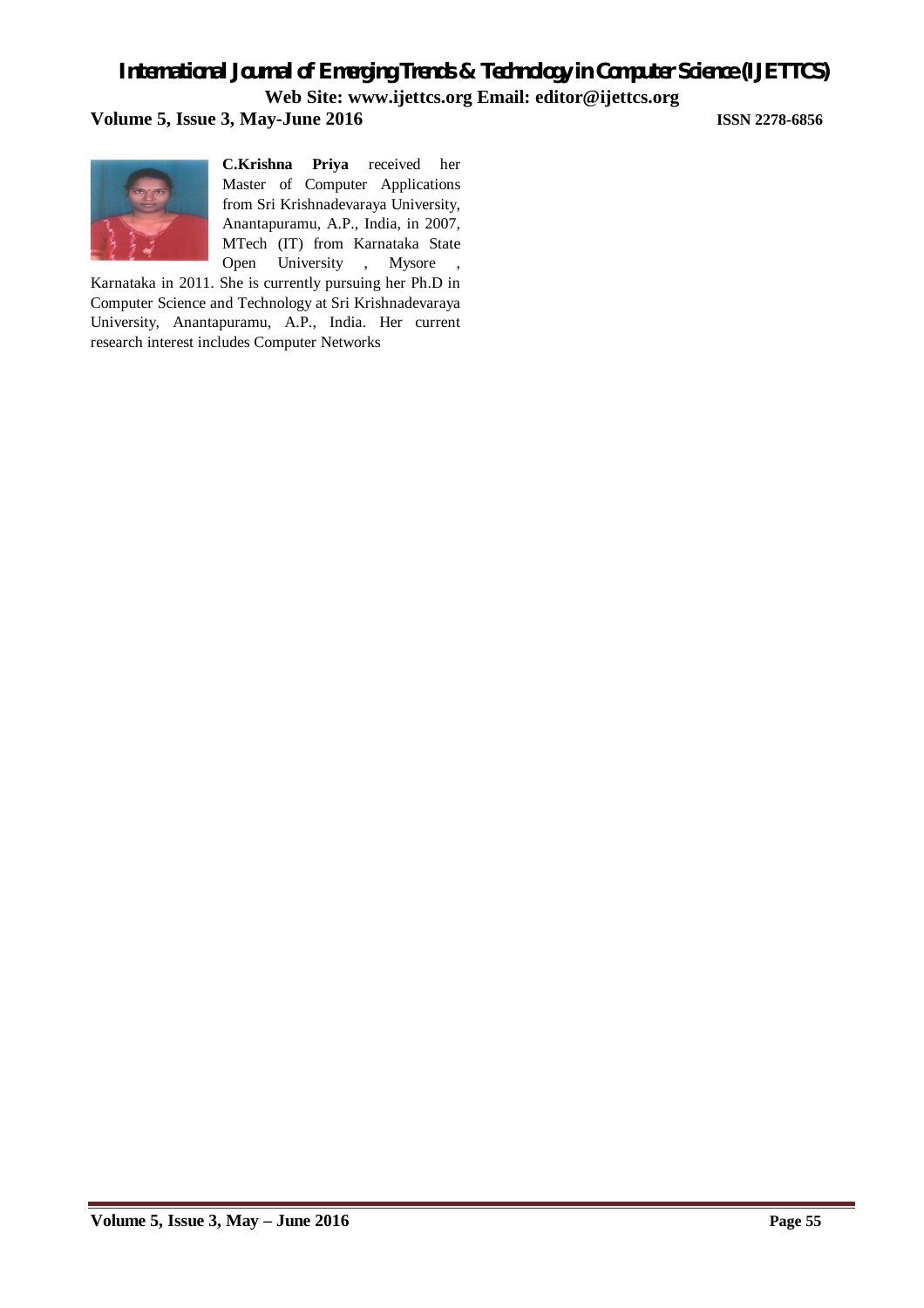**C.Krishna Priya** received her Master of Computer Applications from Sri Krishnadevaraya University, Anantapuramu, A.P., India, in 2007, MTech (IT) from Karnataka State Open University , Mysore , Karnataka in 2011. She is currently pursuing her Ph.D in Computer Science and Technology at Sri Krishnadevaraya University, Anantapuramu, A.P., India. Her current research interest includes Computer Networks